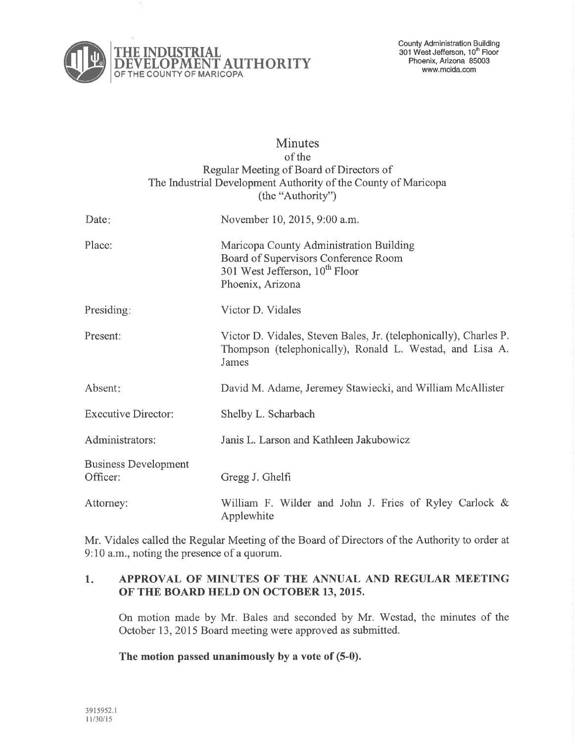**THE INDUSTRIAL DEVELOPMENT AUTHORITY**
OF THE COUNTY OF MARICOPA

County Administration Building
301 West Jefferson, 10th Floor
Phoenix, Arizona 85003
www.mcida.com

# Minutes
of the
Regular Meeting of Board of Directors of
The Industrial Development Authority of the County of Maricopa
(the "Authority")

| | |
|---|---|
| Date: | November 10, 2015, 9:00 a.m. |
| Place: | Maricopa County Administration Building<br>Board of Supervisors Conference Room<br>301 West Jefferson, 10th Floor<br>Phoenix, Arizona |
| Presiding: | Victor D. Vidales |
| Present: | Victor D. Vidales, Steven Bales, Jr. (telephonically), Charles P. Thompson (telephonically), Ronald L. Westad, and Lisa A. James |
| Absent: | David M. Adame, Jeremey Stawiecki, and William McAllister |
| Executive Director: | Shelby L. Scharbach |
| Administrators: | Janis L. Larson and Kathleen Jakubowicz |
| Business Development Officer: | Gregg J. Ghelfi |
| Attorney: | William F. Wilder and John J. Fries of Ryley Carlock & Applewhite |

Mr. Vidales called the Regular Meeting of the Board of Directors of the Authority to order at 9:10 a.m., noting the presence of a quorum.

## 1. APPROVAL OF MINUTES OF THE ANNUAL AND REGULAR MEETING OF THE BOARD HELD ON OCTOBER 13, 2015.

On motion made by Mr. Bales and seconded by Mr. Westad, the minutes of the October 13, 2015 Board meeting were approved as submitted.

**The motion passed unanimously by a vote of (5-0).**

3915952.1
11/30/15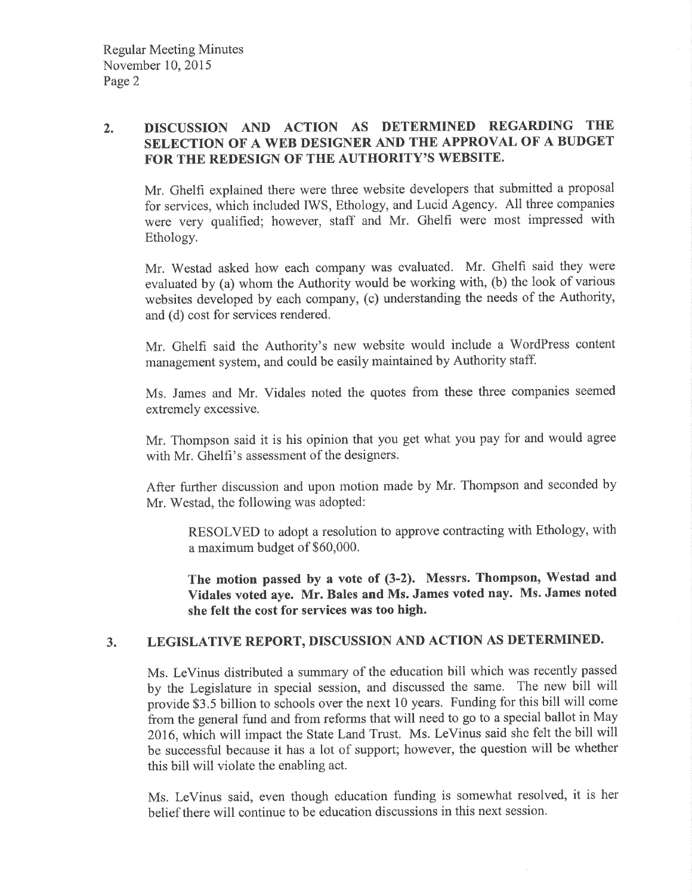## 2. DISCUSSION AND ACTION AS DETERMINED REGARDING THE SELECTION OF A WEB DESIGNER AND THE APPROVAL OF A BUDGET FOR THE REDESIGN OF THE AUTHORITY'S WEBSITE.

Mr. Ghelfi explained there were three website developers that submitted a proposal for services, which included IWS, Ethology, and Lucid Agency. All three companies were very qualified; however, staff and Mr. Ghelfi were most impressed with Ethology.

Mr. Westad asked how each company was evaluated. Mr. Ghelfi said they were evaluated by (a) whom the Authority would be working with, (b) the look of various websites developed by each company, (c) understanding the needs of the Authority, and (d) cost for services rendered.

Mr. Ghelfi said the Authority's new website would include a WordPress content management system, and could be easily maintained by Authority staff.

Ms. James and Mr. Vidales noted the quotes from these three companies seemed extremely excessive.

Mr. Thompson said it is his opinion that you get what you pay for and would agree with Mr. Ghelfi's assessment of the designers.

After further discussion and upon motion made by Mr. Thompson and seconded by Mr. Westad, the following was adopted:

> RESOLVED to adopt a resolution to approve contracting with Ethology, with a maximum budget of $60,000.
>
> **The motion passed by a vote of (3-2). Messrs. Thompson, Westad and Vidales voted aye. Mr. Bales and Ms. James voted nay. Ms. James noted she felt the cost for services was too high.**

## 3. LEGISLATIVE REPORT, DISCUSSION AND ACTION AS DETERMINED.

Ms. LeVinus distributed a summary of the education bill which was recently passed by the Legislature in special session, and discussed the same. The new bill will provide $3.5 billion to schools over the next 10 years. Funding for this bill will come from the general fund and from reforms that will need to go to a special ballot in May 2016, which will impact the State Land Trust. Ms. LeVinus said she felt the bill will be successful because it has a lot of support; however, the question will be whether this bill will violate the enabling act.

Ms. LeVinus said, even though education funding is somewhat resolved, it is her belief there will continue to be education discussions in this next session.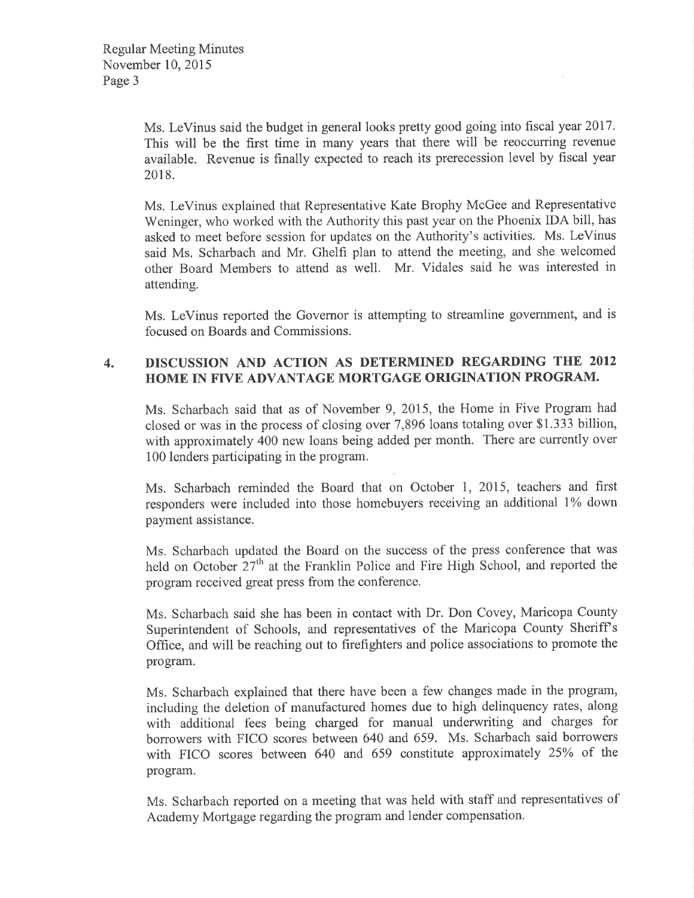Ms. LeVinus said the budget in general looks pretty good going into fiscal year 2017. This will be the first time in many years that there will be reoccurring revenue available. Revenue is finally expected to reach its prerecession level by fiscal year 2018.

Ms. LeVinus explained that Representative Kate Brophy McGee and Representative Weninger, who worked with the Authority this past year on the Phoenix IDA bill, has asked to meet before session for updates on the Authority's activities. Ms. LeVinus said Ms. Scharbach and Mr. Ghelfi plan to attend the meeting, and she welcomed other Board Members to attend as well. Mr. Vidales said he was interested in attending.

Ms. LeVinus reported the Governor is attempting to streamline government, and is focused on Boards and Commissions.

## 4. DISCUSSION AND ACTION AS DETERMINED REGARDING THE 2012 HOME IN FIVE ADVANTAGE MORTGAGE ORIGINATION PROGRAM.

Ms. Scharbach said that as of November 9, 2015, the Home in Five Program had closed or was in the process of closing over 7,896 loans totaling over $1.333 billion, with approximately 400 new loans being added per month. There are currently over 100 lenders participating in the program.

Ms. Scharbach reminded the Board that on October 1, 2015, teachers and first responders were included into those homebuyers receiving an additional 1% down payment assistance.

Ms. Scharbach updated the Board on the success of the press conference that was held on October 27th at the Franklin Police and Fire High School, and reported the program received great press from the conference.

Ms. Scharbach said she has been in contact with Dr. Don Covey, Maricopa County Superintendent of Schools, and representatives of the Maricopa County Sheriff's Office, and will be reaching out to firefighters and police associations to promote the program.

Ms. Scharbach explained that there have been a few changes made in the program, including the deletion of manufactured homes due to high delinquency rates, along with additional fees being charged for manual underwriting and charges for borrowers with FICO scores between 640 and 659. Ms. Scharbach said borrowers with FICO scores between 640 and 659 constitute approximately 25% of the program.

Ms. Scharbach reported on a meeting that was held with staff and representatives of Academy Mortgage regarding the program and lender compensation.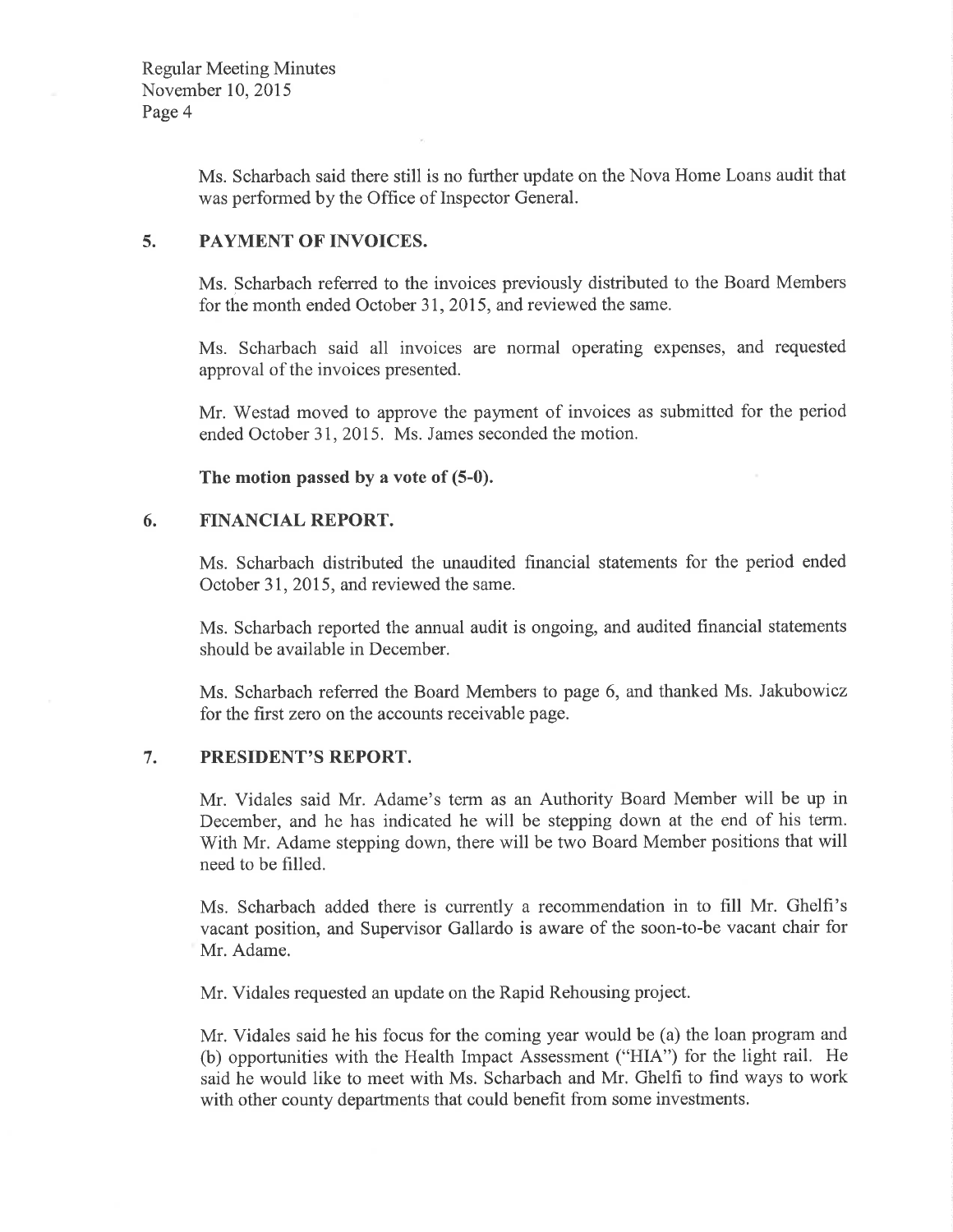Ms. Scharbach said there still is no further update on the Nova Home Loans audit that was performed by the Office of Inspector General.

## 5. PAYMENT OF INVOICES.

Ms. Scharbach referred to the invoices previously distributed to the Board Members for the month ended October 31, 2015, and reviewed the same.

Ms. Scharbach said all invoices are normal operating expenses, and requested approval of the invoices presented.

Mr. Westad moved to approve the payment of invoices as submitted for the period ended October 31, 2015. Ms. James seconded the motion.

**The motion passed by a vote of (5-0).**

## 6. FINANCIAL REPORT.

Ms. Scharbach distributed the unaudited financial statements for the period ended October 31, 2015, and reviewed the same.

Ms. Scharbach reported the annual audit is ongoing, and audited financial statements should be available in December.

Ms. Scharbach referred the Board Members to page 6, and thanked Ms. Jakubowicz for the first zero on the accounts receivable page.

## 7. PRESIDENT'S REPORT.

Mr. Vidales said Mr. Adame's term as an Authority Board Member will be up in December, and he has indicated he will be stepping down at the end of his term. With Mr. Adame stepping down, there will be two Board Member positions that will need to be filled.

Ms. Scharbach added there is currently a recommendation in to fill Mr. Ghelfi's vacant position, and Supervisor Gallardo is aware of the soon-to-be vacant chair for Mr. Adame.

Mr. Vidales requested an update on the Rapid Rehousing project.

Mr. Vidales said he his focus for the coming year would be (a) the loan program and (b) opportunities with the Health Impact Assessment ("HIA") for the light rail. He said he would like to meet with Ms. Scharbach and Mr. Ghelfi to find ways to work with other county departments that could benefit from some investments.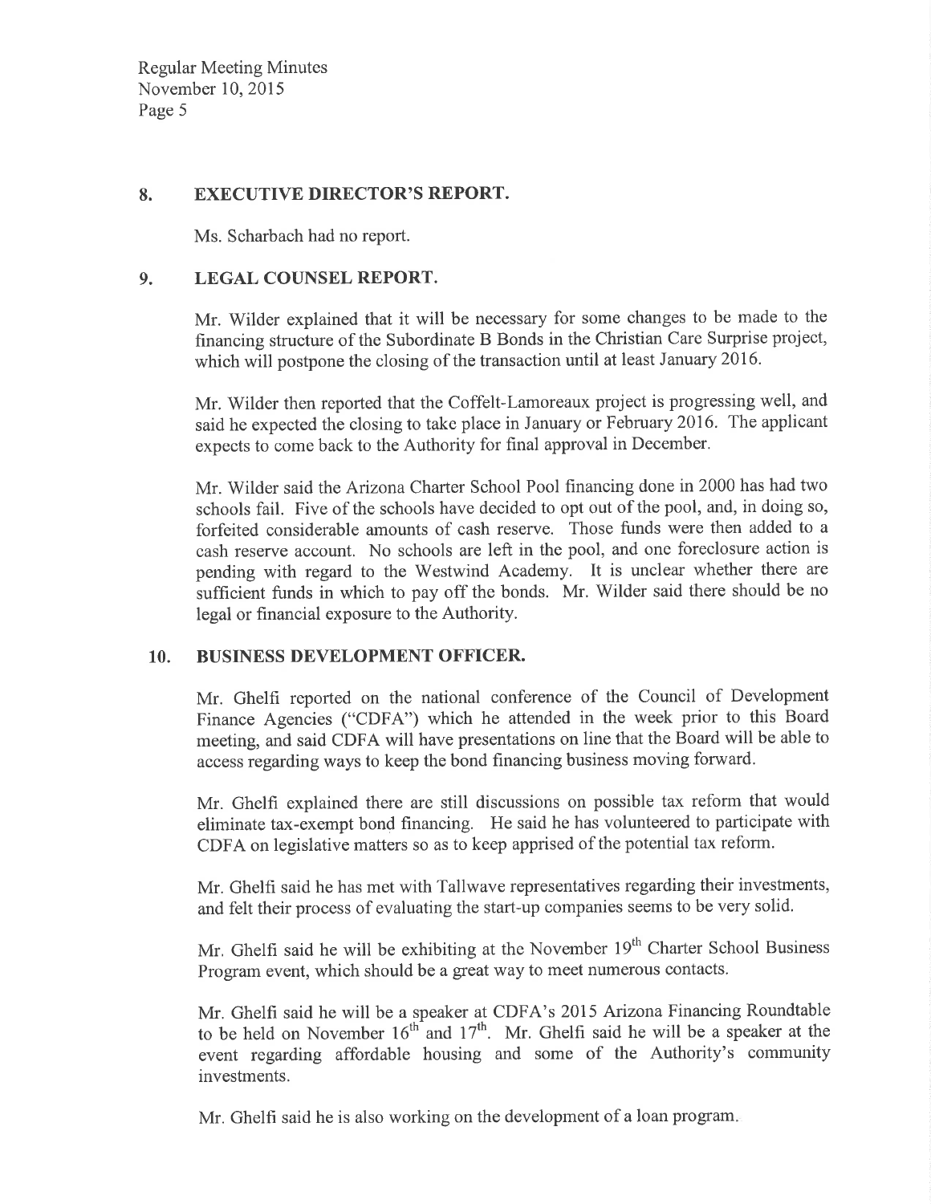## 8. EXECUTIVE DIRECTOR'S REPORT.

Ms. Scharbach had no report.

## 9. LEGAL COUNSEL REPORT.

Mr. Wilder explained that it will be necessary for some changes to be made to the financing structure of the Subordinate B Bonds in the Christian Care Surprise project, which will postpone the closing of the transaction until at least January 2016.

Mr. Wilder then reported that the Coffelt-Lamoreaux project is progressing well, and said he expected the closing to take place in January or February 2016. The applicant expects to come back to the Authority for final approval in December.

Mr. Wilder said the Arizona Charter School Pool financing done in 2000 has had two schools fail. Five of the schools have decided to opt out of the pool, and, in doing so, forfeited considerable amounts of cash reserve. Those funds were then added to a cash reserve account. No schools are left in the pool, and one foreclosure action is pending with regard to the Westwind Academy. It is unclear whether there are sufficient funds in which to pay off the bonds. Mr. Wilder said there should be no legal or financial exposure to the Authority.

## 10. BUSINESS DEVELOPMENT OFFICER.

Mr. Ghelfi reported on the national conference of the Council of Development Finance Agencies ("CDFA") which he attended in the week prior to this Board meeting, and said CDFA will have presentations on line that the Board will be able to access regarding ways to keep the bond financing business moving forward.

Mr. Ghelfi explained there are still discussions on possible tax reform that would eliminate tax-exempt bond financing. He said he has volunteered to participate with CDFA on legislative matters so as to keep apprised of the potential tax reform.

Mr. Ghelfi said he has met with Tallwave representatives regarding their investments, and felt their process of evaluating the start-up companies seems to be very solid.

Mr. Ghelfi said he will be exhibiting at the November 19th Charter School Business Program event, which should be a great way to meet numerous contacts.

Mr. Ghelfi said he will be a speaker at CDFA's 2015 Arizona Financing Roundtable to be held on November 16th and 17th. Mr. Ghelfi said he will be a speaker at the event regarding affordable housing and some of the Authority's community investments.

Mr. Ghelfi said he is also working on the development of a loan program.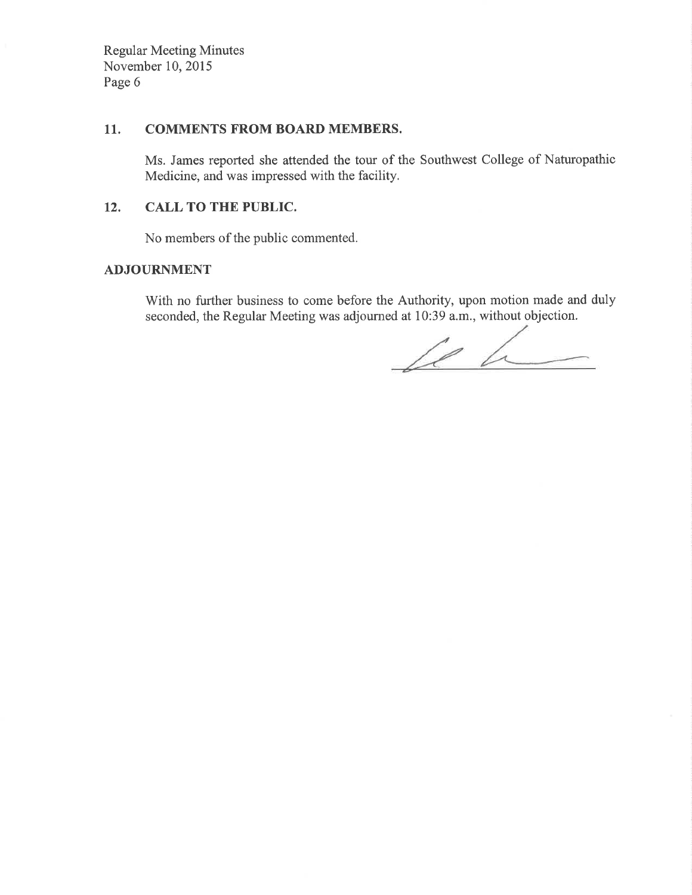## 11. COMMENTS FROM BOARD MEMBERS.

Ms. James reported she attended the tour of the Southwest College of Naturopathic Medicine, and was impressed with the facility.

## 12. CALL TO THE PUBLIC.

No members of the public commented.

## ADJOURNMENT

With no further business to come before the Authority, upon motion made and duly seconded, the Regular Meeting was adjourned at 10:39 a.m., without objection.